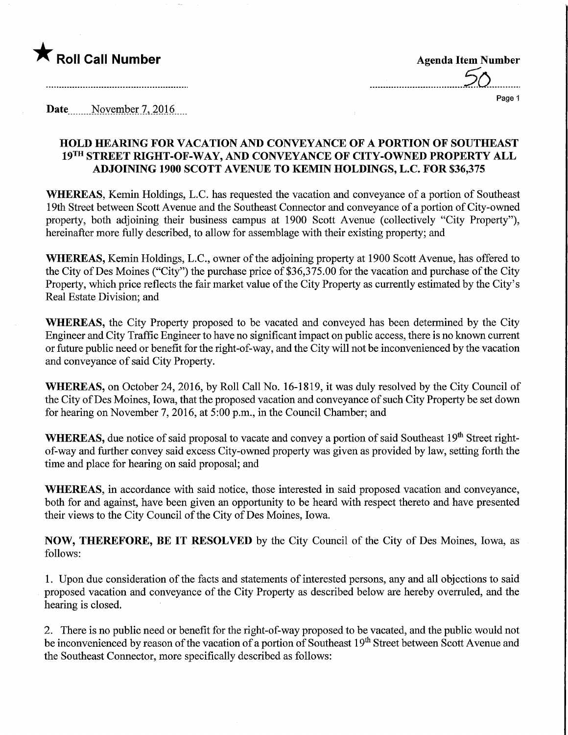★ **Roll Call Number**

**Agenda Item Number**

50

**Date** November 7, 2016

## HOLD HEARING FOR VACATION AND CONVEYANCE OF A PORTION OF SOUTHEAST 19TH STREET RIGHT-OF-WAY, AND CONVEYANCE OF CITY-OWNED PROPERTY ALL ADJOINING 1900 SCOTT AVENUE TO KEMIN HOLDINGS, L.C. FOR $36,375

**WHEREAS,** Kemin Holdings, L.C. has requested the vacation and conveyance of a portion of Southeast 19th Street between Scott Avenue and the Southeast Connector and conveyance of a portion of City-owned property, both adjoining their business campus at 1900 Scott Avenue (collectively "City Property"), hereinafter more fully described, to allow for assemblage with their existing property; and

**WHEREAS,** Kemin Holdings, L.C., owner of the adjoining property at 1900 Scott Avenue, has offered to the City of Des Moines ("City") the purchase price of $36,375.00 for the vacation and purchase of the City Property, which price reflects the fair market value of the City Property as currently estimated by the City's Real Estate Division; and

**WHEREAS,** the City Property proposed to be vacated and conveyed has been determined by the City Engineer and City Traffic Engineer to have no significant impact on public access, there is no known current or future public need or benefit for the right-of-way, and the City will not be inconvenienced by the vacation and conveyance of said City Property.

**WHEREAS,** on October 24, 2016, by Roll Call No. 16-1819, it was duly resolved by the City Council of the City of Des Moines, Iowa, that the proposed vacation and conveyance of such City Property be set down for hearing on November 7, 2016, at 5:00 p.m., in the Council Chamber; and

**WHEREAS,** due notice of said proposal to vacate and convey a portion of said Southeast 19th Street right-of-way and further convey said excess City-owned property was given as provided by law, setting forth the time and place for hearing on said proposal; and

**WHEREAS,** in accordance with said notice, those interested in said proposed vacation and conveyance, both for and against, have been given an opportunity to be heard with respect thereto and have presented their views to the City Council of the City of Des Moines, Iowa.

**NOW, THEREFORE, BE IT RESOLVED** by the City Council of the City of Des Moines, Iowa, as follows:

1. Upon due consideration of the facts and statements of interested persons, any and all objections to said proposed vacation and conveyance of the City Property as described below are hereby overruled, and the hearing is closed.

2. There is no public need or benefit for the right-of-way proposed to be vacated, and the public would not be inconvenienced by reason of the vacation of a portion of Southeast 19th Street between Scott Avenue and the Southeast Connector, more specifically described as follows: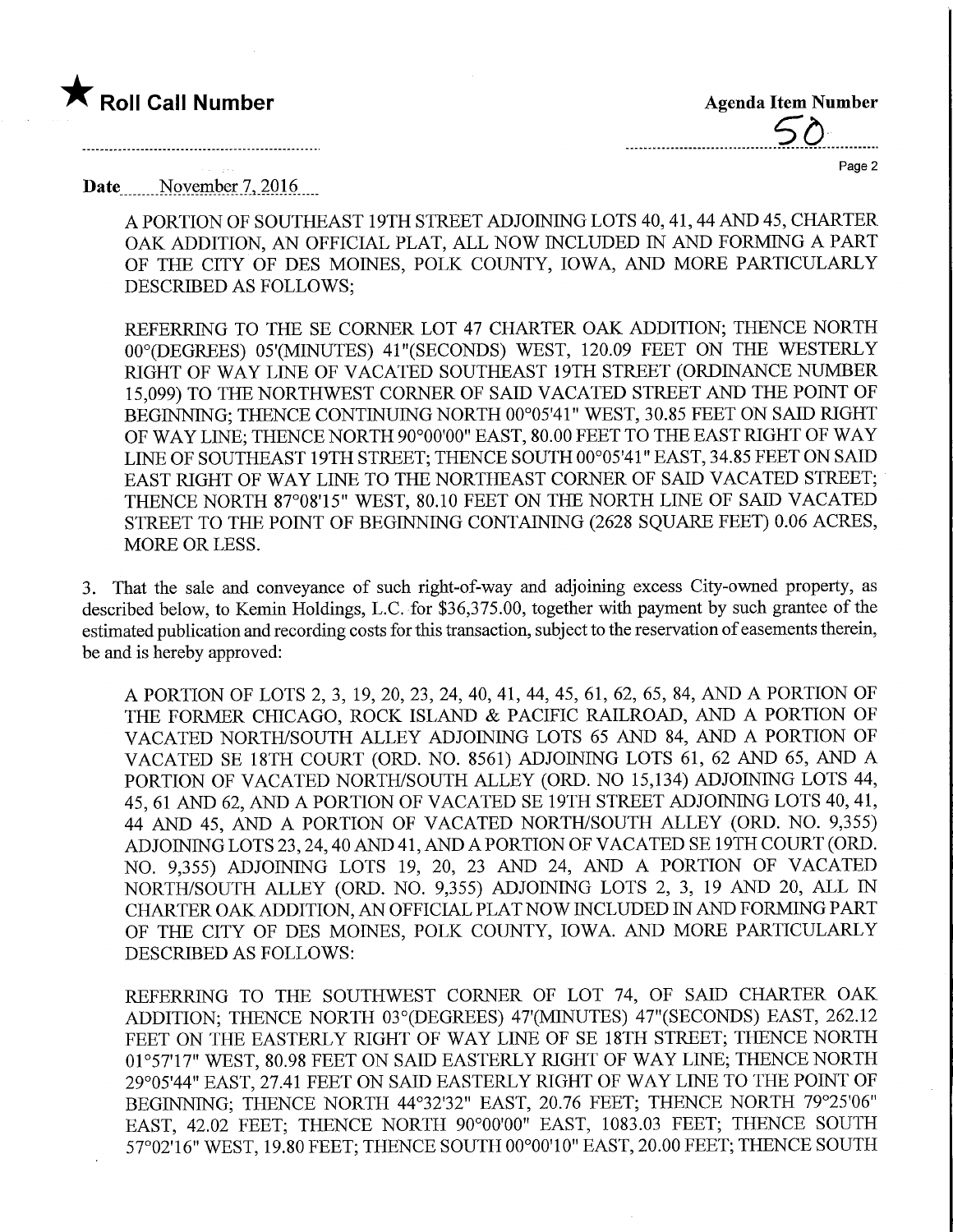★ **Roll Call Number**

**Agenda Item Number**

50

**Date** November 7, 2016

A PORTION OF SOUTHEAST 19TH STREET ADJOINING LOTS 40, 41, 44 AND 45, CHARTER OAK ADDITION, AN OFFICIAL PLAT, ALL NOW INCLUDED IN AND FORMING A PART OF THE CITY OF DES MOINES, POLK COUNTY, IOWA, AND MORE PARTICULARLY DESCRIBED AS FOLLOWS;

REFERRING TO THE SE CORNER LOT 47 CHARTER OAK ADDITION; THENCE NORTH 00°(DEGREES) 05'(MINUTES) 41"(SECONDS) WEST, 120.09 FEET ON THE WESTERLY RIGHT OF WAY LINE OF VACATED SOUTHEAST 19TH STREET (ORDINANCE NUMBER 15,099) TO THE NORTHWEST CORNER OF SAID VACATED STREET AND THE POINT OF BEGINNING; THENCE CONTINUING NORTH 00°05'41" WEST, 30.85 FEET ON SAID RIGHT OF WAY LINE; THENCE NORTH 90°00'00" EAST, 80.00 FEET TO THE EAST RIGHT OF WAY LINE OF SOUTHEAST 19TH STREET; THENCE SOUTH 00°05'41" EAST, 34.85 FEET ON SAID EAST RIGHT OF WAY LINE TO THE NORTHEAST CORNER OF SAID VACATED STREET; THENCE NORTH 87°08'15" WEST, 80.10 FEET ON THE NORTH LINE OF SAID VACATED STREET TO THE POINT OF BEGINNING CONTAINING (2628 SQUARE FEET) 0.06 ACRES, MORE OR LESS.

3. That the sale and conveyance of such right-of-way and adjoining excess City-owned property, as described below, to Kemin Holdings, L.C. for $36,375.00, together with payment by such grantee of the estimated publication and recording costs for this transaction, subject to the reservation of easements therein, be and is hereby approved:

A PORTION OF LOTS 2, 3, 19, 20, 23, 24, 40, 41, 44, 45, 61, 62, 65, 84, AND A PORTION OF THE FORMER CHICAGO, ROCK ISLAND & PACIFIC RAILROAD, AND A PORTION OF VACATED NORTH/SOUTH ALLEY ADJOINING LOTS 65 AND 84, AND A PORTION OF VACATED SE 18TH COURT (ORD. NO. 8561) ADJOINING LOTS 61, 62 AND 65, AND A PORTION OF VACATED NORTH/SOUTH ALLEY (ORD. NO 15,134) ADJOINING LOTS 44, 45, 61 AND 62, AND A PORTION OF VACATED SE 19TH STREET ADJOINING LOTS 40, 41, 44 AND 45, AND A PORTION OF VACATED NORTH/SOUTH ALLEY (ORD. NO. 9,355) ADJOINING LOTS 23, 24, 40 AND 41, AND A PORTION OF VACATED SE 19TH COURT (ORD. NO. 9,355) ADJOINING LOTS 19, 20, 23 AND 24, AND A PORTION OF VACATED NORTH/SOUTH ALLEY (ORD. NO. 9,355) ADJOINING LOTS 2, 3, 19 AND 20, ALL IN CHARTER OAK ADDITION, AN OFFICIAL PLAT NOW INCLUDED IN AND FORMING PART OF THE CITY OF DES MOINES, POLK COUNTY, IOWA. AND MORE PARTICULARLY DESCRIBED AS FOLLOWS:

REFERRING TO THE SOUTHWEST CORNER OF LOT 74, OF SAID CHARTER OAK ADDITION; THENCE NORTH 03°(DEGREES) 47'(MINUTES) 47"(SECONDS) EAST, 262.12 FEET ON THE EASTERLY RIGHT OF WAY LINE OF SE 18TH STREET; THENCE NORTH 01°57'17" WEST, 80.98 FEET ON SAID EASTERLY RIGHT OF WAY LINE; THENCE NORTH 29°05'44" EAST, 27.41 FEET ON SAID EASTERLY RIGHT OF WAY LINE TO THE POINT OF BEGINNING; THENCE NORTH 44°32'32" EAST, 20.76 FEET; THENCE NORTH 79°25'06" EAST, 42.02 FEET; THENCE NORTH 90°00'00" EAST, 1083.03 FEET; THENCE SOUTH 57°02'16" WEST, 19.80 FEET; THENCE SOUTH 00°00'10" EAST, 20.00 FEET; THENCE SOUTH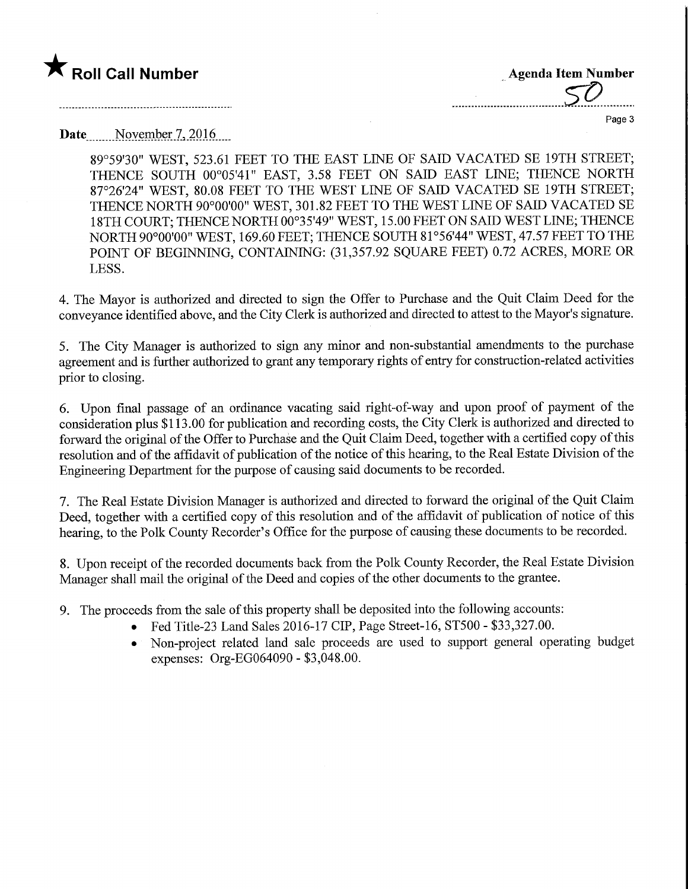★ **Roll Call Number**

**Agenda Item Number**
50

**Date** November 7, 2016

89°59'30" WEST, 523.61 FEET TO THE EAST LINE OF SAID VACATED SE 19TH STREET; THENCE SOUTH 00°05'41" EAST, 3.58 FEET ON SAID EAST LINE; THENCE NORTH 87°26'24" WEST, 80.08 FEET TO THE WEST LINE OF SAID VACATED SE 19TH STREET; THENCE NORTH 90°00'00" WEST, 301.82 FEET TO THE WEST LINE OF SAID VACATED SE 18TH COURT; THENCE NORTH 00°35'49" WEST, 15.00 FEET ON SAID WEST LINE; THENCE NORTH 90°00'00" WEST, 169.60 FEET; THENCE SOUTH 81°56'44" WEST, 47.57 FEET TO THE POINT OF BEGINNING, CONTAINING: (31,357.92 SQUARE FEET) 0.72 ACRES, MORE OR LESS.

4. The Mayor is authorized and directed to sign the Offer to Purchase and the Quit Claim Deed for the conveyance identified above, and the City Clerk is authorized and directed to attest to the Mayor's signature.

5. The City Manager is authorized to sign any minor and non-substantial amendments to the purchase agreement and is further authorized to grant any temporary rights of entry for construction-related activities prior to closing.

6. Upon final passage of an ordinance vacating said right-of-way and upon proof of payment of the consideration plus $113.00 for publication and recording costs, the City Clerk is authorized and directed to forward the original of the Offer to Purchase and the Quit Claim Deed, together with a certified copy of this resolution and of the affidavit of publication of the notice of this hearing, to the Real Estate Division of the Engineering Department for the purpose of causing said documents to be recorded.

7. The Real Estate Division Manager is authorized and directed to forward the original of the Quit Claim Deed, together with a certified copy of this resolution and of the affidavit of publication of notice of this hearing, to the Polk County Recorder's Office for the purpose of causing these documents to be recorded.

8. Upon receipt of the recorded documents back from the Polk County Recorder, the Real Estate Division Manager shall mail the original of the Deed and copies of the other documents to the grantee.

9. The proceeds from the sale of this property shall be deposited into the following accounts:
   - Fed Title-23 Land Sales 2016-17 CIP, Page Street-16, ST500 - $33,327.00.
   - Non-project related land sale proceeds are used to support general operating budget expenses: Org-EG064090 - $3,048.00.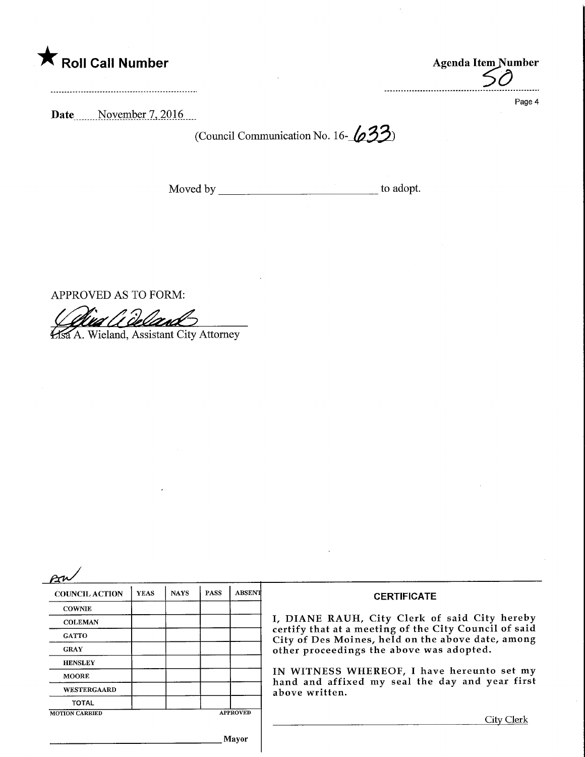★ **Roll Call Number**

**Agenda Item Number**
50

**Date** November 7, 2016

(Council Communication No. 16-633)

Moved by ______________________ to adopt.

APPROVED AS TO FORM:

Lisa A. Wieland, Assistant City Attorney

RW

| COUNCIL ACTION | YEAS | NAYS | PASS | ABSENT |
|---|---|---|---|---|
| COWNIE | | | | |
| COLEMAN | | | | |
| GATTO | | | | |
| GRAY | | | | |
| HENSLEY | | | | |
| MOORE | | | | |
| WESTERGAARD | | | | |
| TOTAL | | | | |
| MOTION CARRIED | | | | APPROVED |

______________________ Mayor

**CERTIFICATE**

I, DIANE RAUH, City Clerk of said City hereby certify that at a meeting of the City Council of said City of Des Moines, held on the above date, among other proceedings the above was adopted.

IN WITNESS WHEREOF, I have hereunto set my hand and affixed my seal the day and year first above written.

______________________ City Clerk